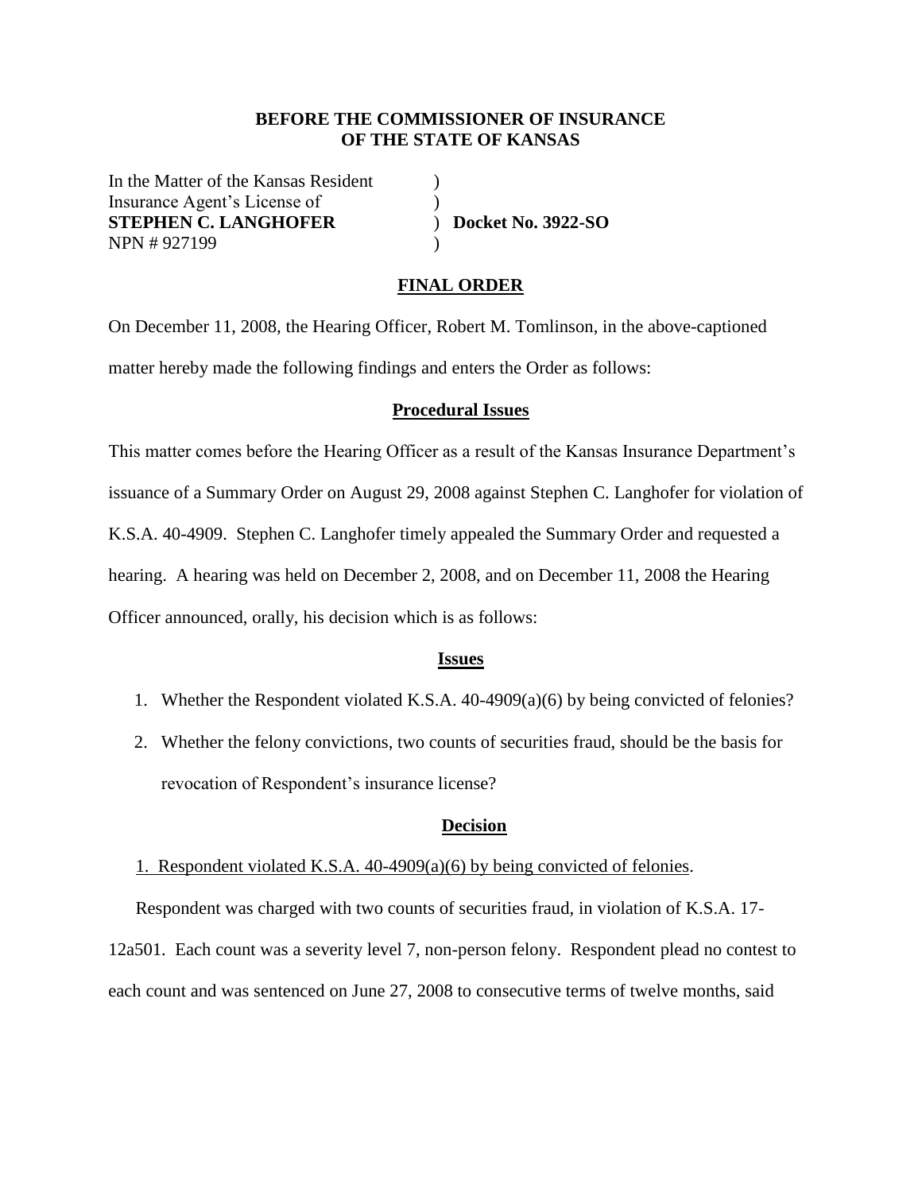**BEFORE THE COMMISSIONER OF INSURANCE**
**OF THE STATE OF KANSAS**

In the Matter of the Kansas Resident )
Insurance Agent's License of )
**STEPHEN C. LANGHOFER** ) **Docket No. 3922-SO**
NPN # 927199 )

**FINAL ORDER**

On December 11, 2008, the Hearing Officer, Robert M. Tomlinson, in the above-captioned matter hereby made the following findings and enters the Order as follows:

**Procedural Issues**

This matter comes before the Hearing Officer as a result of the Kansas Insurance Department's issuance of a Summary Order on August 29, 2008 against Stephen C. Langhofer for violation of K.S.A. 40-4909. Stephen C. Langhofer timely appealed the Summary Order and requested a hearing. A hearing was held on December 2, 2008, and on December 11, 2008 the Hearing Officer announced, orally, his decision which is as follows:

**Issues**

1. Whether the Respondent violated K.S.A. 40-4909(a)(6) by being convicted of felonies?
2. Whether the felony convictions, two counts of securities fraud, should be the basis for revocation of Respondent's insurance license?

**Decision**

1. Respondent violated K.S.A. 40-4909(a)(6) by being convicted of felonies.

Respondent was charged with two counts of securities fraud, in violation of K.S.A. 17-12a501. Each count was a severity level 7, non-person felony. Respondent plead no contest to each count and was sentenced on June 27, 2008 to consecutive terms of twelve months, said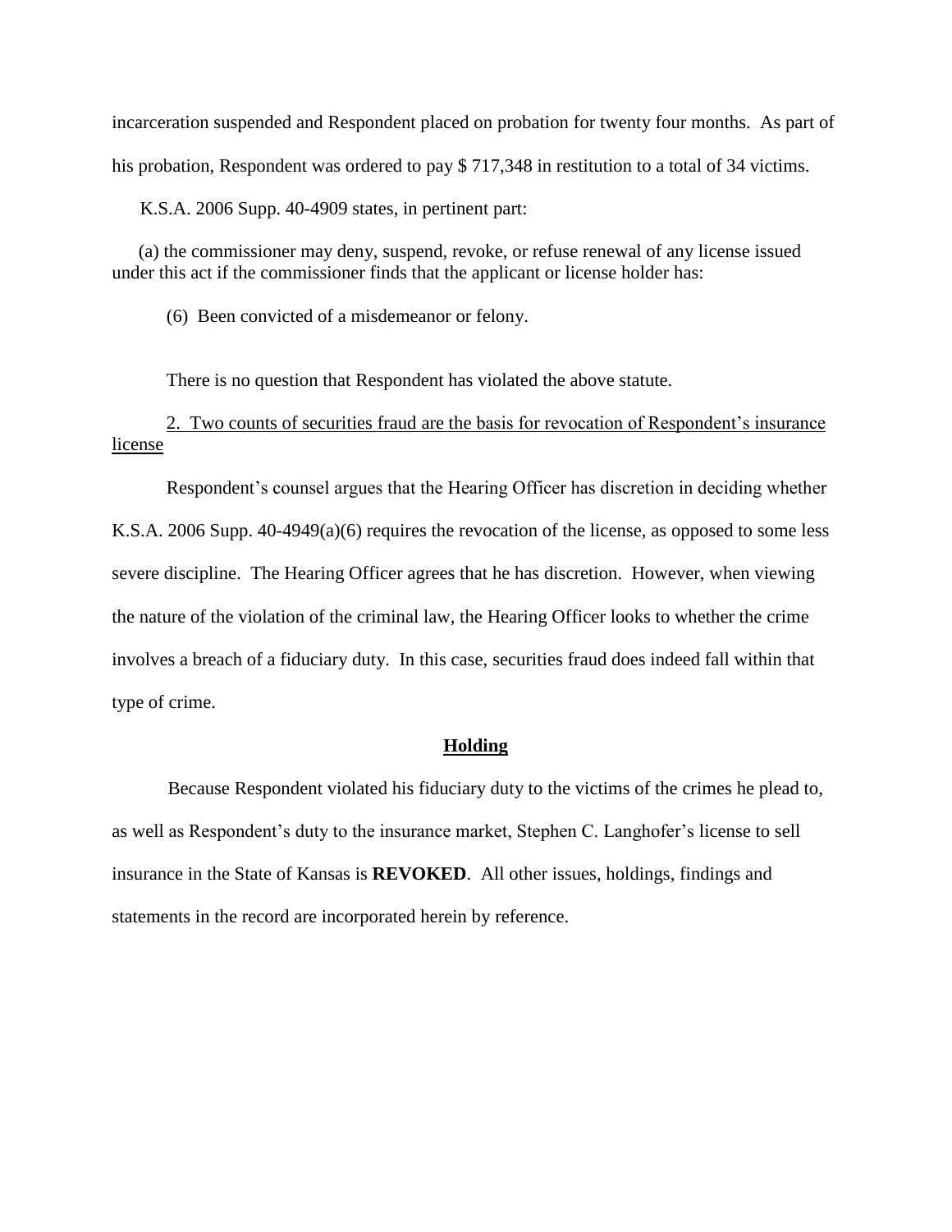incarceration suspended and Respondent placed on probation for twenty four months. As part of his probation, Respondent was ordered to pay $ 717,348 in restitution to a total of 34 victims.

K.S.A. 2006 Supp. 40-4909 states, in pertinent part:

(a) the commissioner may deny, suspend, revoke, or refuse renewal of any license issued under this act if the commissioner finds that the applicant or license holder has:

(6) Been convicted of a misdemeanor or felony.

There is no question that Respondent has violated the above statute.

2. Two counts of securities fraud are the basis for revocation of Respondent's insurance license

Respondent's counsel argues that the Hearing Officer has discretion in deciding whether K.S.A. 2006 Supp. 40-4949(a)(6) requires the revocation of the license, as opposed to some less severe discipline. The Hearing Officer agrees that he has discretion. However, when viewing the nature of the violation of the criminal law, the Hearing Officer looks to whether the crime involves a breach of a fiduciary duty. In this case, securities fraud does indeed fall within that type of crime.

## Holding

Because Respondent violated his fiduciary duty to the victims of the crimes he plead to, as well as Respondent's duty to the insurance market, Stephen C. Langhofer's license to sell insurance in the State of Kansas is **REVOKED**. All other issues, holdings, findings and statements in the record are incorporated herein by reference.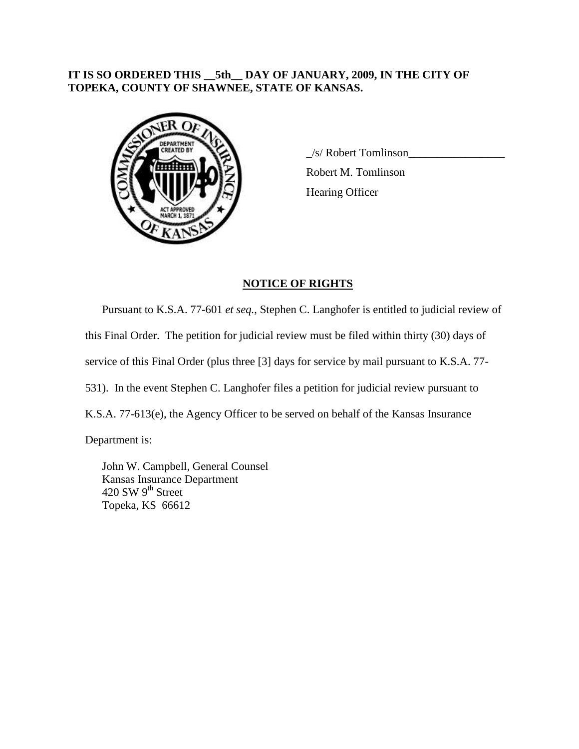**IT IS SO ORDERED THIS __5th__ DAY OF JANUARY, 2009, IN THE CITY OF TOPEKA, COUNTY OF SHAWNEE, STATE OF KANSAS.**

_/s/ Robert Tomlinson_________________
Robert M. Tomlinson
Hearing Officer

## NOTICE OF RIGHTS

Pursuant to K.S.A. 77-601 *et seq.*, Stephen C. Langhofer is entitled to judicial review of this Final Order. The petition for judicial review must be filed within thirty (30) days of service of this Final Order (plus three [3] days for service by mail pursuant to K.S.A. 77-531). In the event Stephen C. Langhofer files a petition for judicial review pursuant to K.S.A. 77-613(e), the Agency Officer to be served on behalf of the Kansas Insurance Department is:

John W. Campbell, General Counsel
Kansas Insurance Department
420 SW 9th Street
Topeka, KS 66612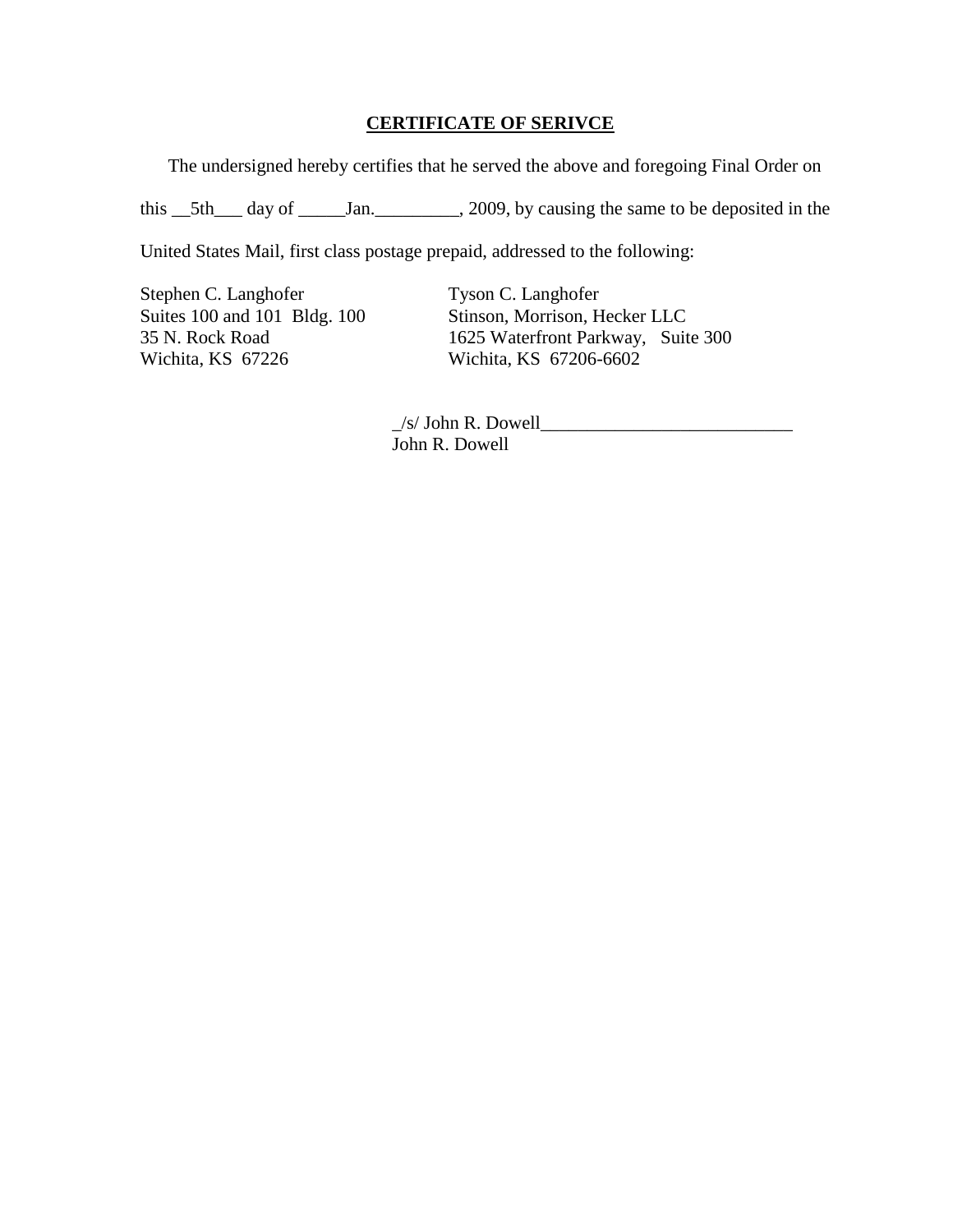**CERTIFICATE OF SERIVCE**

The undersigned hereby certifies that he served the above and foregoing Final Order on this __5th___ day of _____Jan._________, 2009, by causing the same to be deposited in the United States Mail, first class postage prepaid, addressed to the following:

Stephen C. Langhofer
Suites 100 and 101 Bldg. 100
35 N. Rock Road
Wichita, KS 67226

Tyson C. Langhofer
Stinson, Morrison, Hecker LLC
1625 Waterfront Parkway, Suite 300
Wichita, KS 67206-6602

_/s/ John R. Dowell___________________________
John R. Dowell